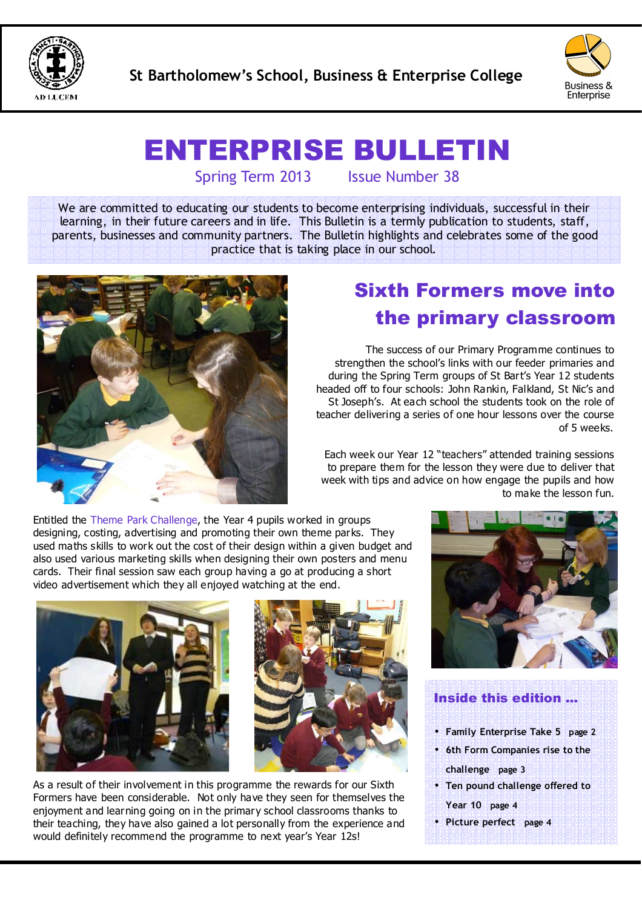St Bartholomew's School, Business & Enterprise College

# ENTERPRISE BULLETIN

Spring Term 2013 Issue Number 38

We are committed to educating our students to become enterprising individuals, successful in their learning, in their future careers and in life. This Bulletin is a termly publication to students, staff, parents, businesses and community partners. The Bulletin highlights and celebrates some of the good practice that is taking place in our school.

## Sixth Formers move into the primary classroom

The success of our Primary Programme continues to strengthen the school's links with our feeder primaries and during the Spring Term groups of St Bart's Year 12 students headed off to four schools: John Rankin, Falkland, St Nic's and St Joseph's. At each school the students took on the role of teacher delivering a series of one hour lessons over the course of 5 weeks.

Each week our Year 12 "teachers" attended training sessions to prepare them for the lesson they were due to deliver that week with tips and advice on how engage the pupils and how to make the lesson fun.

Entitled the Theme Park Challenge, the Year 4 pupils worked in groups designing, costing, advertising and promoting their own theme parks. They used maths skills to work out the cost of their design within a given budget and also used various marketing skills when designing their own posters and menu cards. Their final session saw each group having a go at producing a short video advertisement which they all enjoyed watching at the end.

As a result of their involvement in this programme the rewards for our Sixth Formers have been considerable. Not only have they seen for themselves the enjoyment and learning going on in the primary school classrooms thanks to their teaching, they have also gained a lot personally from the experience and would definitely recommend the programme to next year's Year 12s!

### Inside this edition ...

- Family Enterprise Take 5 page 2
- 6th Form Companies rise to the challenge page 3
- Ten pound challenge offered to Year 10 page 4
- Picture perfect page 4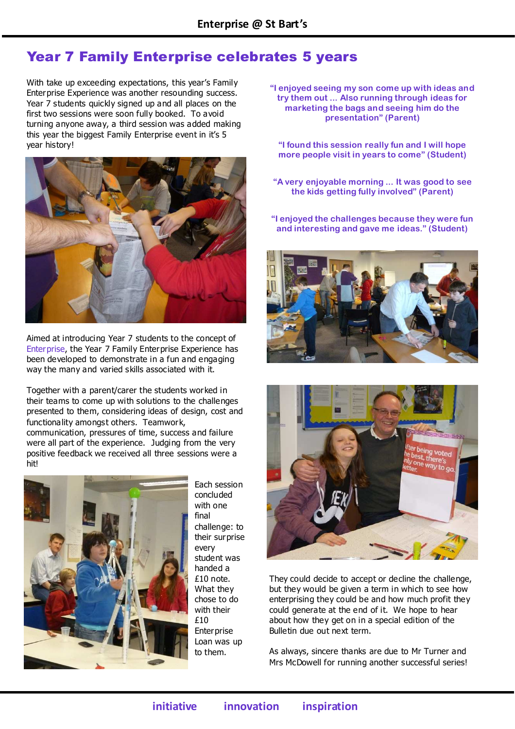## Year 7 Family Enterprise celebrates 5 years

With take up exceeding expectations, this year's Family Enterprise Experience was another resounding success. Year 7 students quickly signed up and all places on the first two sessions were soon fully booked. To avoid turning anyone away, a third session was added making this year the biggest Family Enterprise event in it's 5 year history!

Aimed at introducing Year 7 students to the concept of Enterprise, the Year 7 Family Enterprise Experience has been developed to demonstrate in a fun and engaging way the many and varied skills associated with it.

Together with a parent/carer the students worked in their teams to come up with solutions to the challenges presented to them, considering ideas of design, cost and functionality amongst others. Teamwork, communication, pressures of time, success and failure were all part of the experience. Judging from the very positive feedback we received all three sessions were a hit!

Each session concluded with one final challenge: to their surprise every student was handed a £10 note. What they chose to do with their £10 Enterprise Loan was up to them.

"I enjoyed seeing my son come up with ideas and try them out ... Also running through ideas for marketing the bags and seeing him do the presentation" (Parent)

"I found this session really fun and I will hope more people visit in years to come" (Student)

"A very enjoyable morning ... It was good to see the kids getting fully involved" (Parent)

"I enjoyed the challenges because they were fun and interesting and gave me ideas." (Student)

They could decide to accept or decline the challenge, but they would be given a term in which to see how enterprising they could be and how much profit they could generate at the end of it. We hope to hear about how they get on in a special edition of the Bulletin due out next term.

As always, sincere thanks are due to Mr Turner and Mrs McDowell for running another successful series!

**initiative innovation inspiration**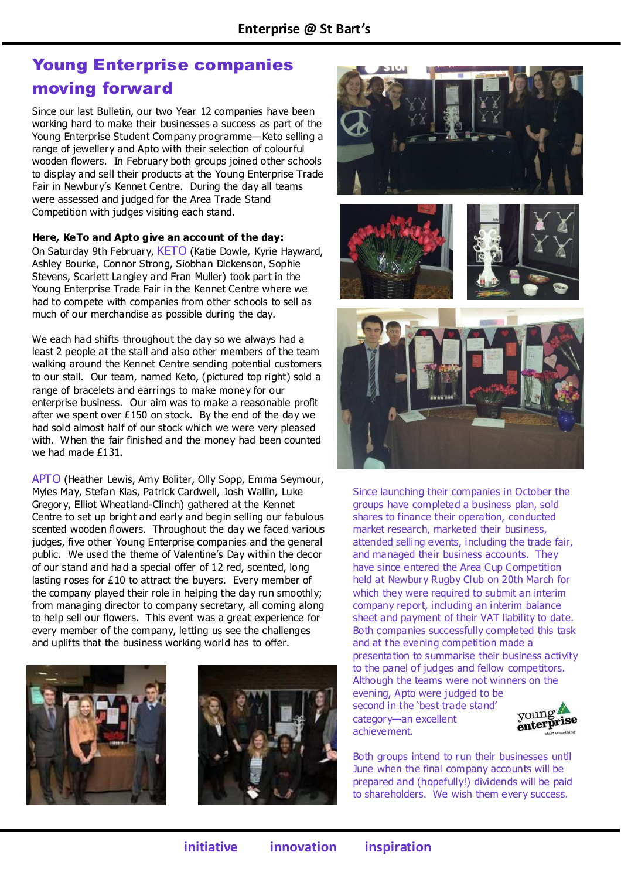## Young Enterprise companies moving forward

Since our last Bulletin, our two Year 12 companies have been working hard to make their businesses a success as part of the Young Enterprise Student Company programme—Keto selling a range of jewellery and Apto with their selection of colourful wooden flowers. In February both groups joined other schools to display and sell their products at the Young Enterprise Trade Fair in Newbury's Kennet Centre. During the day all teams were assessed and judged for the Area Trade Stand Competition with judges visiting each stand.

**Here, KeTo and Apto give an account of the day:**

On Saturday 9th February, KETO (Katie Dowle, Kyrie Hayward, Ashley Bourke, Connor Strong, Siobhan Dickenson, Sophie Stevens, Scarlett Langley and Fran Muller) took part in the Young Enterprise Trade Fair in the Kennet Centre where we had to compete with companies from other schools to sell as much of our merchandise as possible during the day.

We each had shifts throughout the day so we always had a least 2 people at the stall and also other members of the team walking around the Kennet Centre sending potential customers to our stall. Our team, named Keto, (pictured top right) sold a range of bracelets and earrings to make money for our enterprise business. Our aim was to make a reasonable profit after we spent over £150 on stock. By the end of the day we had sold almost half of our stock which we were very pleased with. When the fair finished and the money had been counted we had made £131.

APTO (Heather Lewis, Amy Boliter, Olly Sopp, Emma Seymour, Myles May, Stefan Klas, Patrick Cardwell, Josh Wallin, Luke Gregory, Elliot Wheatland-Clinch) gathered at the Kennet Centre to set up bright and early and begin selling our fabulous scented wooden flowers. Throughout the day we faced various judges, five other Young Enterprise companies and the general public. We used the theme of Valentine's Day within the decor of our stand and had a special offer of 12 red, scented, long lasting roses for £10 to attract the buyers. Every member of the company played their role in helping the day run smoothly; from managing director to company secretary, all coming along to help sell our flowers. This event was a great experience for every member of the company, letting us see the challenges and uplifts that the business working world has to offer.

Since launching their companies in October the groups have completed a business plan, sold shares to finance their operation, conducted market research, marketed their business, attended selling events, including the trade fair, and managed their business accounts. They have since entered the Area Cup Competition held at Newbury Rugby Club on 20th March for which they were required to submit an interim company report, including an interim balance sheet and payment of their VAT liability to date. Both companies successfully completed this task and at the evening competition made a presentation to summarise their business activity to the panel of judges and fellow competitors. Although the teams were not winners on the evening, Apto were judged to be second in the 'best trade stand' category—an excellent achievement.

Both groups intend to run their businesses until June when the final company accounts will be prepared and (hopefully!) dividends will be paid to shareholders. We wish them every success.

**initiative innovation inspiration**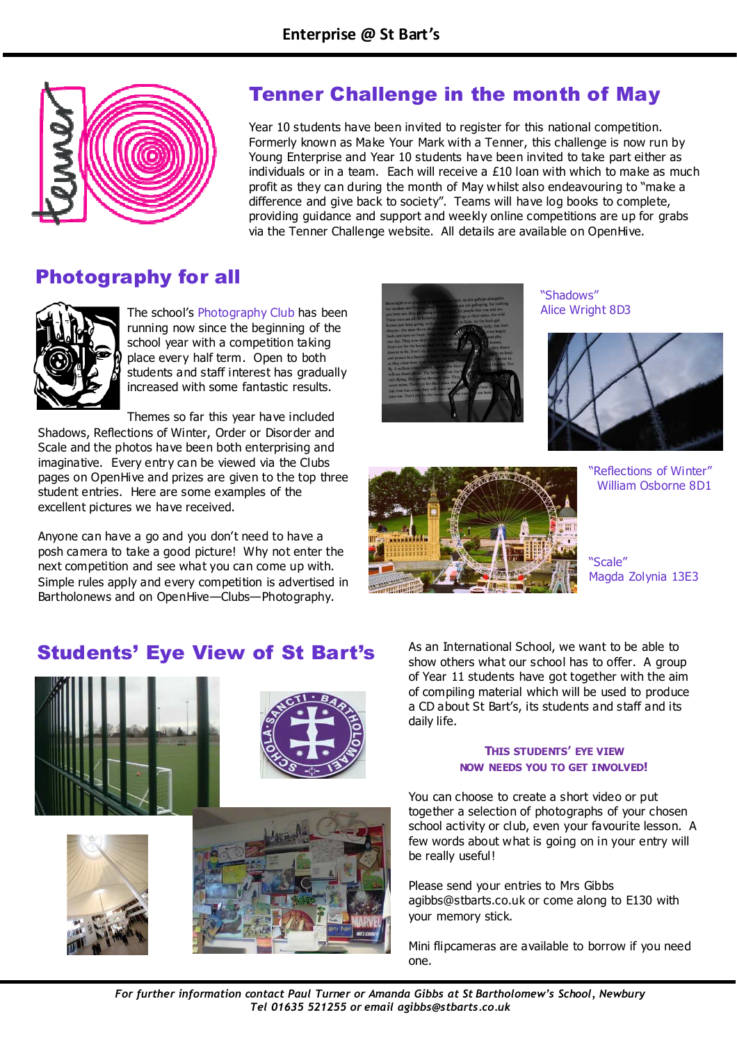# Enterprise @ St Bart's

## Tenner Challenge in the month of May

Year 10 students have been invited to register for this national competition. Formerly known as Make Your Mark with a Tenner, this challenge is now run by Young Enterprise and Year 10 students have been invited to take part either as individuals or in a team. Each will receive a £10 loan with which to make as much profit as they can during the month of May whilst also endeavouring to "make a difference and give back to society". Teams will have log books to complete, providing guidance and support and weekly online competitions are up for grabs via the Tenner Challenge website. All details are available on OpenHive.

## Photography for all

The school's Photography Club has been running now since the beginning of the school year with a competition taking place every half term. Open to both students and staff interest has gradually increased with some fantastic results.

Themes so far this year have included Shadows, Reflections of Winter, Order or Disorder and Scale and the photos have been both enterprising and imaginative. Every entry can be viewed via the Clubs pages on OpenHive and prizes are given to the top three student entries. Here are some examples of the excellent pictures we have received.

Anyone can have a go and you don't need to have a posh camera to take a good picture! Why not enter the next competition and see what you can come up with. Simple rules apply and every competition is advertised in Bartholonews and on OpenHive—Clubs—Photography.

"Shadows"
Alice Wright 8D3

"Reflections of Winter"
William Osborne 8D1

"Scale"
Magda Zolynia 13E3

## Students' Eye View of St Bart's

As an International School, we want to be able to show others what our school has to offer. A group of Year 11 students have got together with the aim of compiling material which will be used to produce a CD about St Bart's, its students and staff and its daily life.

**THIS STUDENTS' EYE VIEW NOW NEEDS YOU TO GET INVOLVED!**

You can choose to create a short video or put together a selection of photographs of your chosen school activity or club, even your favourite lesson. A few words about what is going on in your entry will be really useful!

Please send your entries to Mrs Gibbs agibbs@stbarts.co.uk or come along to E130 with your memory stick.

Mini flipcameras are available to borrow if you need one.

*For further information contact Paul Turner or Amanda Gibbs at St Bartholomew's School, Newbury*
*Tel 01635 521255 or email agibbs@stbarts.co.uk*